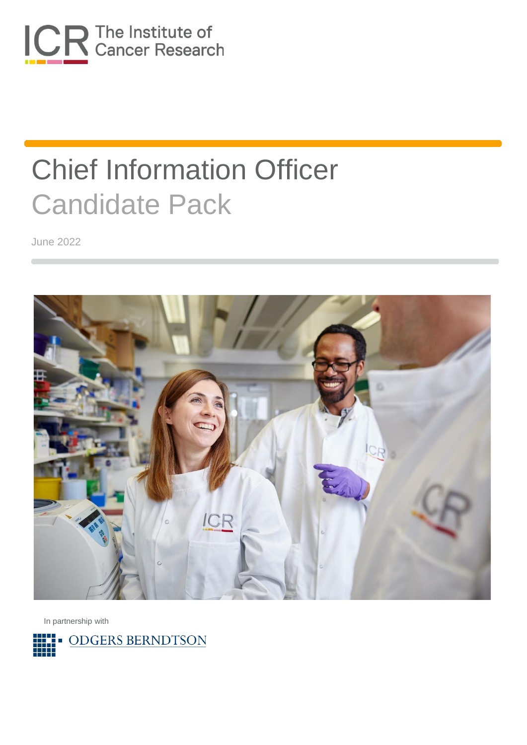ICR The Institute of Cancer Research

# Chief Information Officer

## Candidate Pack

June 2022

In partnership with

ODGERS BERNDTSON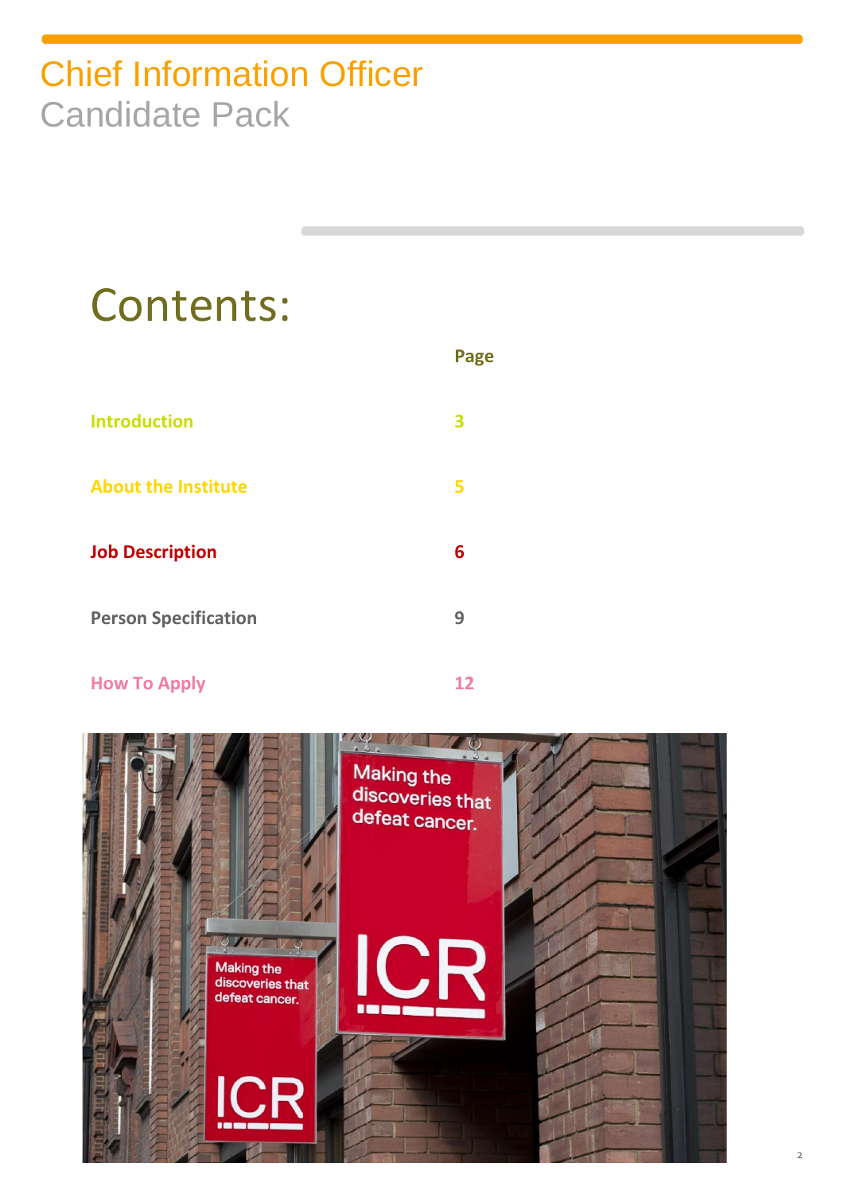# Chief Information Officer
Candidate Pack

## Contents:

| | Page |
|---|---|
| Introduction | 3 |
| About the Institute | 5 |
| Job Description | 6 |
| Person Specification | 9 |
| How To Apply | 12 |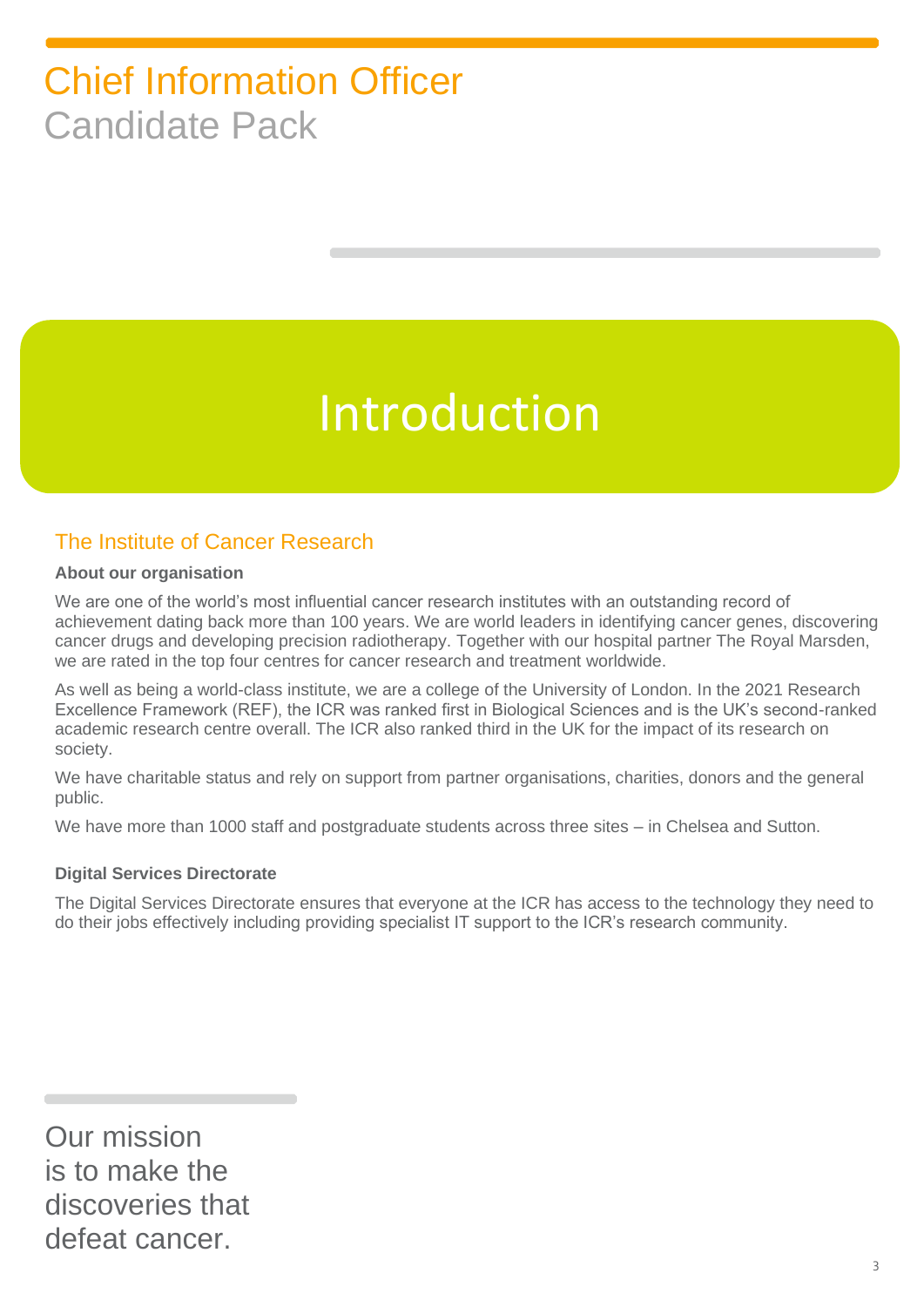# Chief Information Officer
Candidate Pack

# Introduction

## The Institute of Cancer Research

**About our organisation**

We are one of the world's most influential cancer research institutes with an outstanding record of achievement dating back more than 100 years. We are world leaders in identifying cancer genes, discovering cancer drugs and developing precision radiotherapy. Together with our hospital partner The Royal Marsden, we are rated in the top four centres for cancer research and treatment worldwide.

As well as being a world-class institute, we are a college of the University of London. In the 2021 Research Excellence Framework (REF), the ICR was ranked first in Biological Sciences and is the UK's second-ranked academic research centre overall. The ICR also ranked third in the UK for the impact of its research on society.

We have charitable status and rely on support from partner organisations, charities, donors and the general public.

We have more than 1000 staff and postgraduate students across three sites – in Chelsea and Sutton.

**Digital Services Directorate**

The Digital Services Directorate ensures that everyone at the ICR has access to the technology they need to do their jobs effectively including providing specialist IT support to the ICR's research community.

Our mission is to make the discoveries that defeat cancer.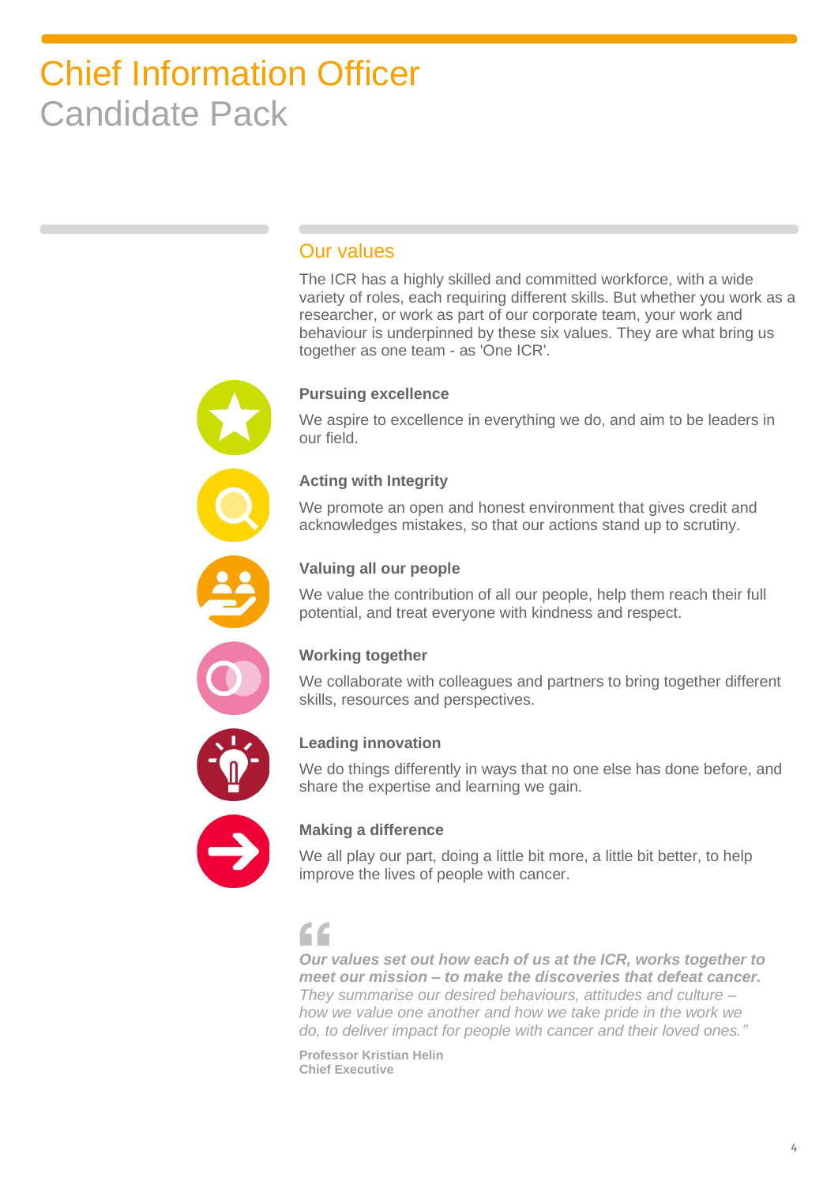# Chief Information Officer
Candidate Pack

## Our values

The ICR has a highly skilled and committed workforce, with a wide variety of roles, each requiring different skills. But whether you work as a researcher, or work as part of our corporate team, your work and behaviour is underpinned by these six values. They are what bring us together as one team - as 'One ICR'.

**Pursuing excellence**

We aspire to excellence in everything we do, and aim to be leaders in our field.

**Acting with Integrity**

We promote an open and honest environment that gives credit and acknowledges mistakes, so that our actions stand up to scrutiny.

**Valuing all our people**

We value the contribution of all our people, help them reach their full potential, and treat everyone with kindness and respect.

**Working together**

We collaborate with colleagues and partners to bring together different skills, resources and perspectives.

**Leading innovation**

We do things differently in ways that no one else has done before, and share the expertise and learning we gain.

**Making a difference**

We all play our part, doing a little bit more, a little bit better, to help improve the lives of people with cancer.

> ***Our values set out how each of us at the ICR, works together to meet our mission – to make the discoveries that defeat cancer.*** *They summarise our desired behaviours, attitudes and culture – how we value one another and how we take pride in the work we do, to deliver impact for people with cancer and their loved ones."*

**Professor Kristian Helin**
**Chief Executive**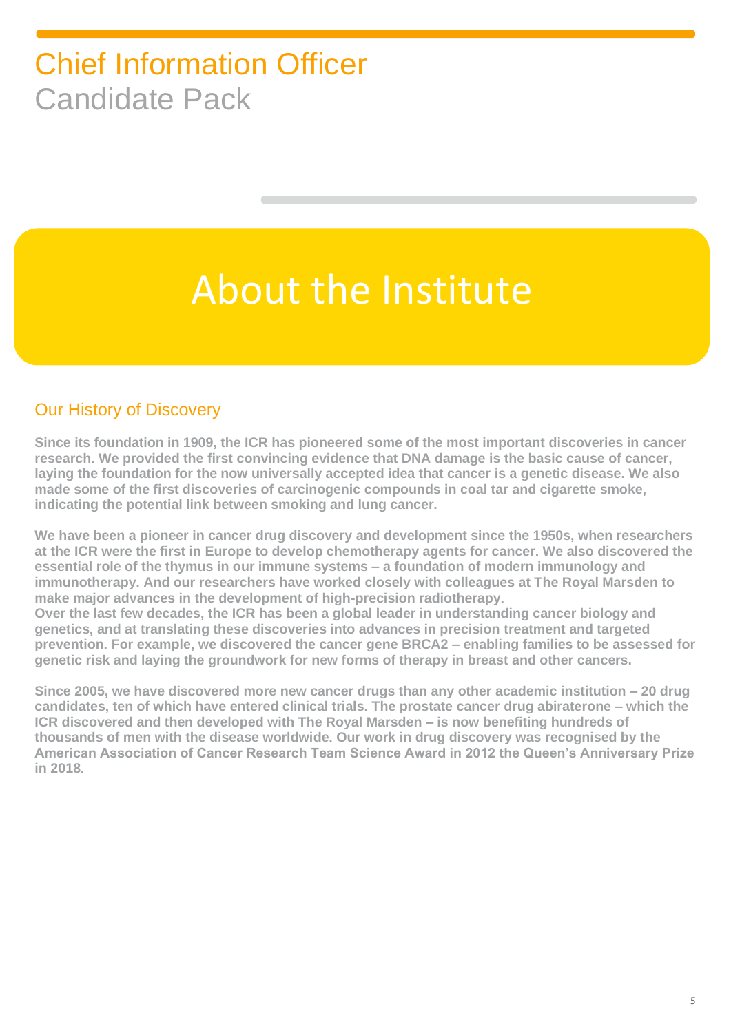# Chief Information Officer
Candidate Pack

# About the Institute

## Our History of Discovery

**Since its foundation in 1909, the ICR has pioneered some of the most important discoveries in cancer research. We provided the first convincing evidence that DNA damage is the basic cause of cancer, laying the foundation for the now universally accepted idea that cancer is a genetic disease. We also made some of the first discoveries of carcinogenic compounds in coal tar and cigarette smoke, indicating the potential link between smoking and lung cancer.**

**We have been a pioneer in cancer drug discovery and development since the 1950s, when researchers at the ICR were the first in Europe to develop chemotherapy agents for cancer. We also discovered the essential role of the thymus in our immune systems – a foundation of modern immunology and immunotherapy. And our researchers have worked closely with colleagues at The Royal Marsden to make major advances in the development of high-precision radiotherapy.**
**Over the last few decades, the ICR has been a global leader in understanding cancer biology and genetics, and at translating these discoveries into advances in precision treatment and targeted prevention. For example, we discovered the cancer gene BRCA2 – enabling families to be assessed for genetic risk and laying the groundwork for new forms of therapy in breast and other cancers.**

**Since 2005, we have discovered more new cancer drugs than any other academic institution – 20 drug candidates, ten of which have entered clinical trials. The prostate cancer drug abiraterone – which the ICR discovered and then developed with The Royal Marsden – is now benefiting hundreds of thousands of men with the disease worldwide. Our work in drug discovery was recognised by the American Association of Cancer Research Team Science Award in 2012 the Queen's Anniversary Prize in 2018.**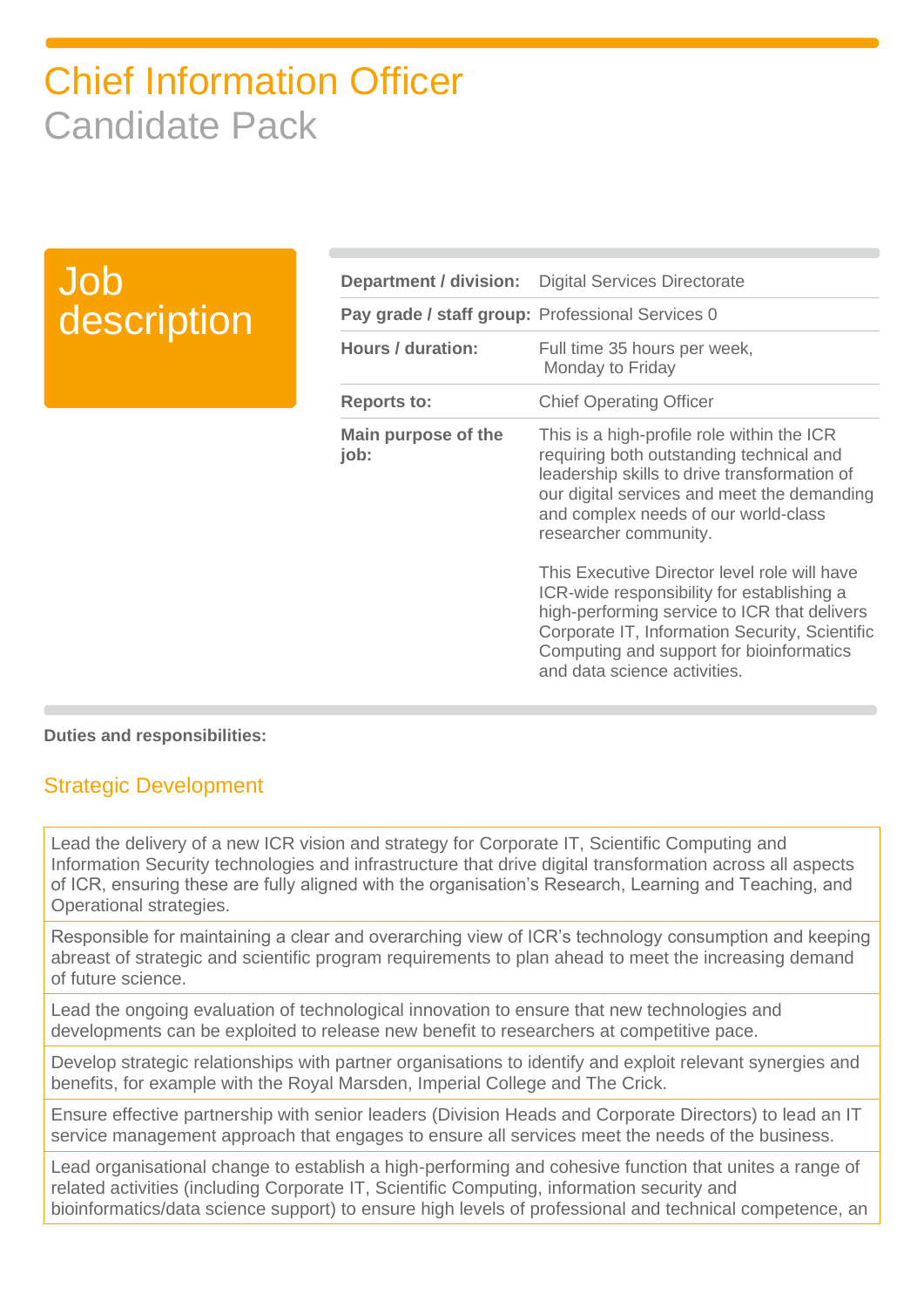# Chief Information Officer

## Candidate Pack

## Job description

| | |
|---|---|
| **Department / division:** | Digital Services Directorate |
| **Pay grade / staff group:** | Professional Services 0 |
| **Hours / duration:** | Full time 35 hours per week, Monday to Friday |
| **Reports to:** | Chief Operating Officer |
| **Main purpose of the job:** | This is a high-profile role within the ICR requiring both outstanding technical and leadership skills to drive transformation of our digital services and meet the demanding and complex needs of our world-class researcher community.<br><br>This Executive Director level role will have ICR-wide responsibility for establishing a high-performing service to ICR that delivers Corporate IT, Information Security, Scientific Computing and support for bioinformatics and data science activities. |

**Duties and responsibilities:**

### Strategic Development

| |
|---|
| Lead the delivery of a new ICR vision and strategy for Corporate IT, Scientific Computing and Information Security technologies and infrastructure that drive digital transformation across all aspects of ICR, ensuring these are fully aligned with the organisation's Research, Learning and Teaching, and Operational strategies. |
| Responsible for maintaining a clear and overarching view of ICR's technology consumption and keeping abreast of strategic and scientific program requirements to plan ahead to meet the increasing demand of future science. |
| Lead the ongoing evaluation of technological innovation to ensure that new technologies and developments can be exploited to release new benefit to researchers at competitive pace. |
| Develop strategic relationships with partner organisations to identify and exploit relevant synergies and benefits, for example with the Royal Marsden, Imperial College and The Crick. |
| Ensure effective partnership with senior leaders (Division Heads and Corporate Directors) to lead an IT service management approach that engages to ensure all services meet the needs of the business. |
| Lead organisational change to establish a high-performing and cohesive function that unites a range of related activities (including Corporate IT, Scientific Computing, information security and bioinformatics/data science support) to ensure high levels of professional and technical competence, an |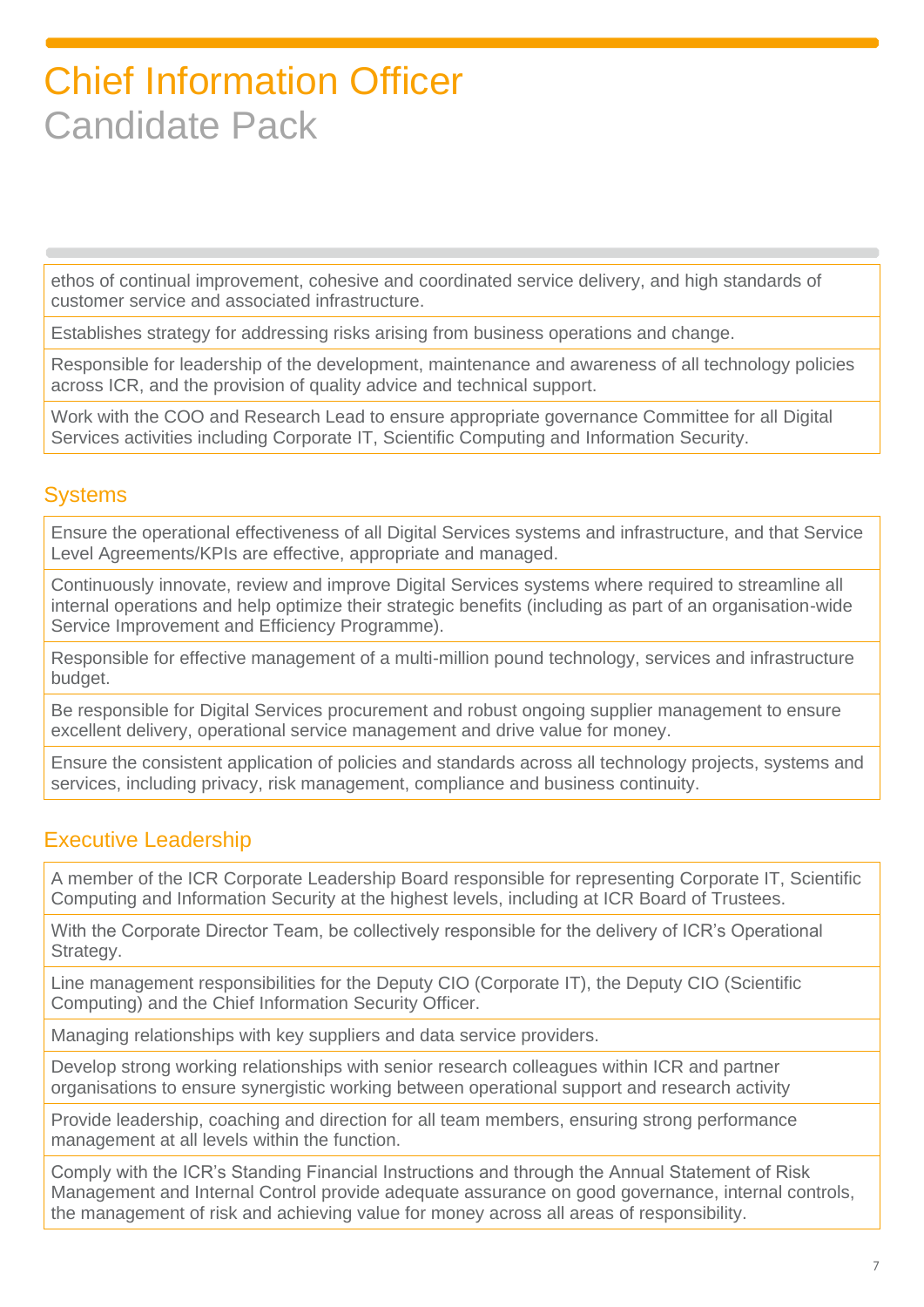ethos of continual improvement, cohesive and coordinated service delivery, and high standards of customer service and associated infrastructure.

Establishes strategy for addressing risks arising from business operations and change.

Responsible for leadership of the development, maintenance and awareness of all technology policies across ICR, and the provision of quality advice and technical support.

Work with the COO and Research Lead to ensure appropriate governance Committee for all Digital Services activities including Corporate IT, Scientific Computing and Information Security.

## Systems

Ensure the operational effectiveness of all Digital Services systems and infrastructure, and that Service Level Agreements/KPIs are effective, appropriate and managed.

Continuously innovate, review and improve Digital Services systems where required to streamline all internal operations and help optimize their strategic benefits (including as part of an organisation-wide Service Improvement and Efficiency Programme).

Responsible for effective management of a multi-million pound technology, services and infrastructure budget.

Be responsible for Digital Services procurement and robust ongoing supplier management to ensure excellent delivery, operational service management and drive value for money.

Ensure the consistent application of policies and standards across all technology projects, systems and services, including privacy, risk management, compliance and business continuity.

## Executive Leadership

A member of the ICR Corporate Leadership Board responsible for representing Corporate IT, Scientific Computing and Information Security at the highest levels, including at ICR Board of Trustees.

With the Corporate Director Team, be collectively responsible for the delivery of ICR's Operational Strategy.

Line management responsibilities for the Deputy CIO (Corporate IT), the Deputy CIO (Scientific Computing) and the Chief Information Security Officer.

Managing relationships with key suppliers and data service providers.

Develop strong working relationships with senior research colleagues within ICR and partner organisations to ensure synergistic working between operational support and research activity

Provide leadership, coaching and direction for all team members, ensuring strong performance management at all levels within the function.

Comply with the ICR's Standing Financial Instructions and through the Annual Statement of Risk Management and Internal Control provide adequate assurance on good governance, internal controls, the management of risk and achieving value for money across all areas of responsibility.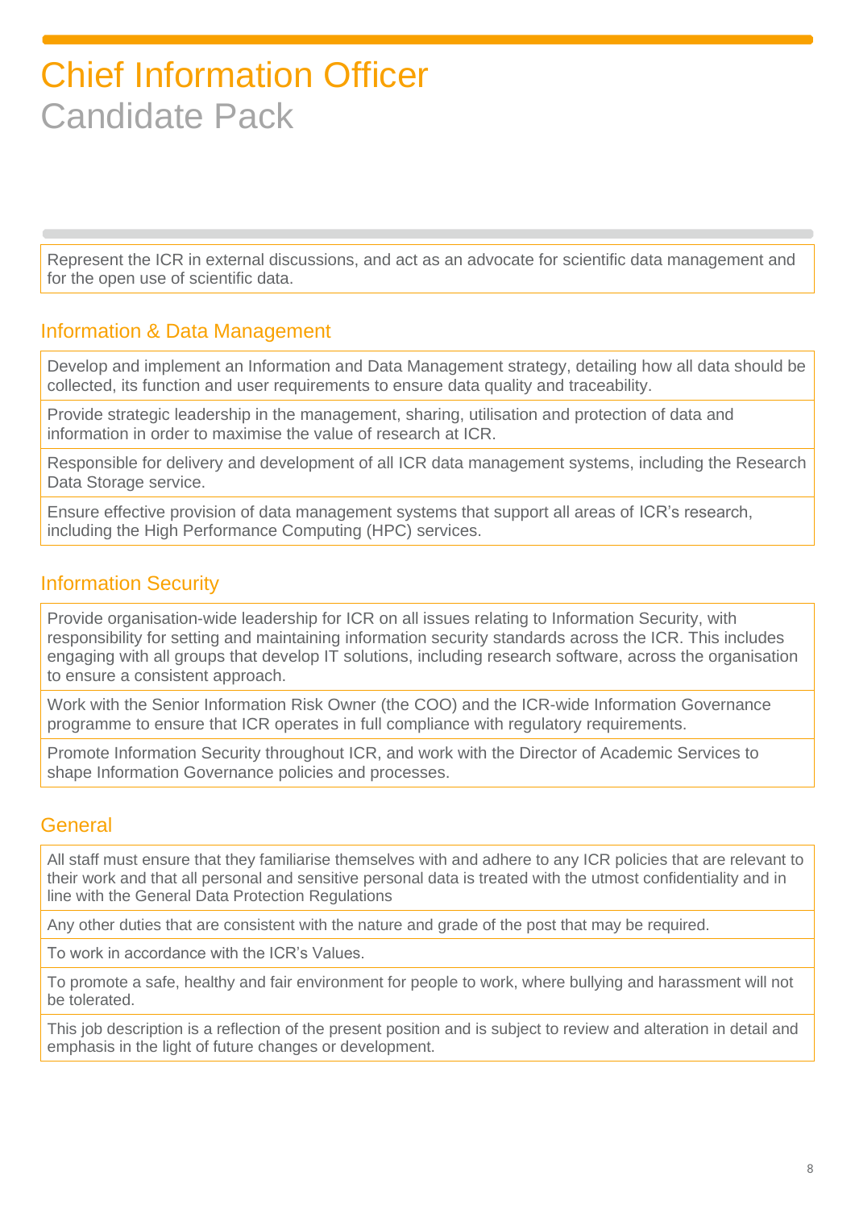# Chief Information Officer

Candidate Pack

| Represent the ICR in external discussions, and act as an advocate for scientific data management and for the open use of scientific data. |
|---|

## Information & Data Management

| Develop and implement an Information and Data Management strategy, detailing how all data should be collected, its function and user requirements to ensure data quality and traceability. |
|---|
| Provide strategic leadership in the management, sharing, utilisation and protection of data and information in order to maximise the value of research at ICR. |
| Responsible for delivery and development of all ICR data management systems, including the Research Data Storage service. |
| Ensure effective provision of data management systems that support all areas of ICR's research, including the High Performance Computing (HPC) services. |

## Information Security

| Provide organisation-wide leadership for ICR on all issues relating to Information Security, with responsibility for setting and maintaining information security standards across the ICR. This includes engaging with all groups that develop IT solutions, including research software, across the organisation to ensure a consistent approach. |
|---|
| Work with the Senior Information Risk Owner (the COO) and the ICR-wide Information Governance programme to ensure that ICR operates in full compliance with regulatory requirements. |
| Promote Information Security throughout ICR, and work with the Director of Academic Services to shape Information Governance policies and processes. |

## General

| All staff must ensure that they familiarise themselves with and adhere to any ICR policies that are relevant to their work and that all personal and sensitive personal data is treated with the utmost confidentiality and in line with the General Data Protection Regulations |
|---|
| Any other duties that are consistent with the nature and grade of the post that may be required. |
| To work in accordance with the ICR's Values. |
| To promote a safe, healthy and fair environment for people to work, where bullying and harassment will not be tolerated. |
| This job description is a reflection of the present position and is subject to review and alteration in detail and emphasis in the light of future changes or development. |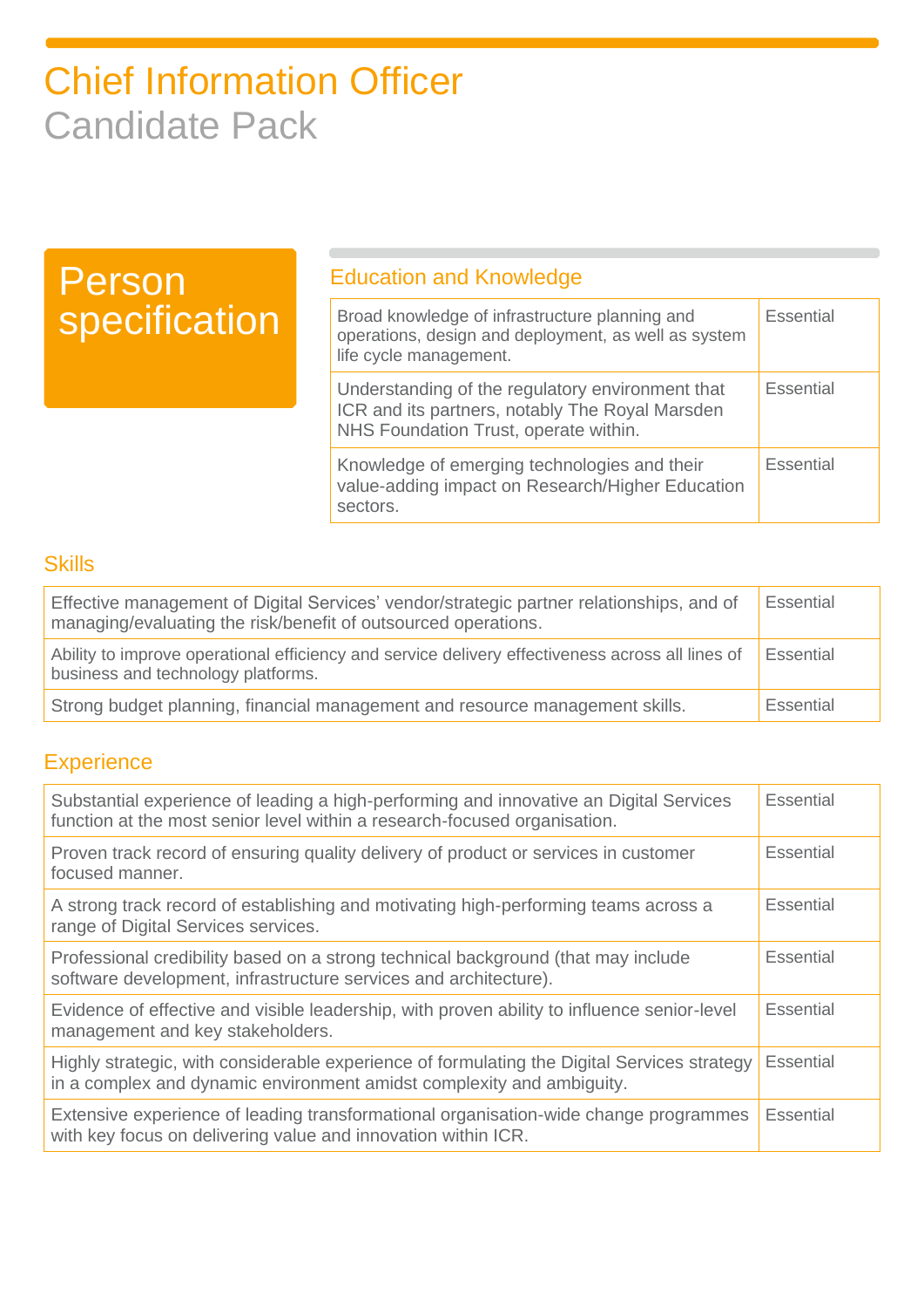# Chief Information Officer

Candidate Pack

## Person specification

### Education and Knowledge

| | |
|---|---|
| Broad knowledge of infrastructure planning and operations, design and deployment, as well as system life cycle management. | Essential |
| Understanding of the regulatory environment that ICR and its partners, notably The Royal Marsden NHS Foundation Trust, operate within. | Essential |
| Knowledge of emerging technologies and their value-adding impact on Research/Higher Education sectors. | Essential |

### Skills

| | |
|---|---|
| Effective management of Digital Services' vendor/strategic partner relationships, and of managing/evaluating the risk/benefit of outsourced operations. | Essential |
| Ability to improve operational efficiency and service delivery effectiveness across all lines of business and technology platforms. | Essential |
| Strong budget planning, financial management and resource management skills. | Essential |

### Experience

| | |
|---|---|
| Substantial experience of leading a high-performing and innovative an Digital Services function at the most senior level within a research-focused organisation. | Essential |
| Proven track record of ensuring quality delivery of product or services in customer focused manner. | Essential |
| A strong track record of establishing and motivating high-performing teams across a range of Digital Services services. | Essential |
| Professional credibility based on a strong technical background (that may include software development, infrastructure services and architecture). | Essential |
| Evidence of effective and visible leadership, with proven ability to influence senior-level management and key stakeholders. | Essential |
| Highly strategic, with considerable experience of formulating the Digital Services strategy in a complex and dynamic environment amidst complexity and ambiguity. | Essential |
| Extensive experience of leading transformational organisation-wide change programmes with key focus on delivering value and innovation within ICR. | Essential |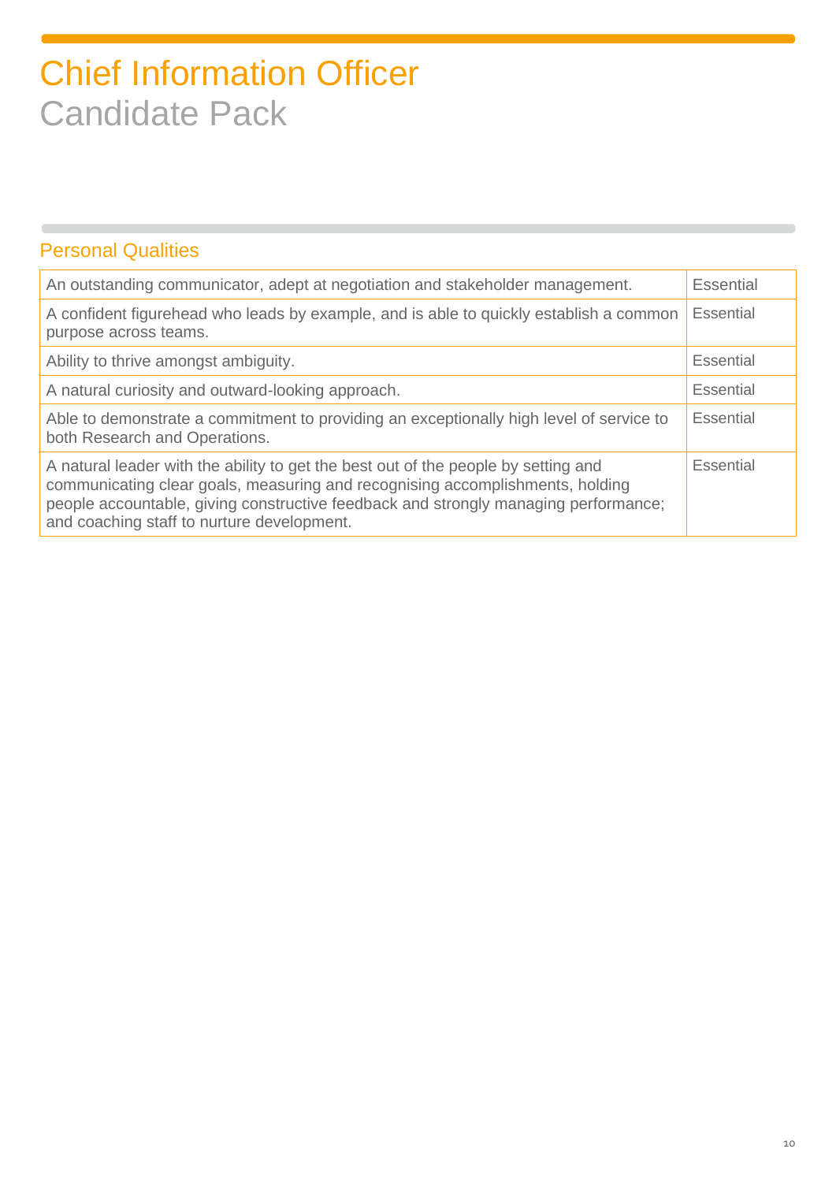# Chief Information Officer
Candidate Pack

## Personal Qualities

| Quality | Requirement |
|---|---|
| An outstanding communicator, adept at negotiation and stakeholder management. | Essential |
| A confident figurehead who leads by example, and is able to quickly establish a common purpose across teams. | Essential |
| Ability to thrive amongst ambiguity. | Essential |
| A natural curiosity and outward-looking approach. | Essential |
| Able to demonstrate a commitment to providing an exceptionally high level of service to both Research and Operations. | Essential |
| A natural leader with the ability to get the best out of the people by setting and communicating clear goals, measuring and recognising accomplishments, holding people accountable, giving constructive feedback and strongly managing performance; and coaching staff to nurture development. | Essential |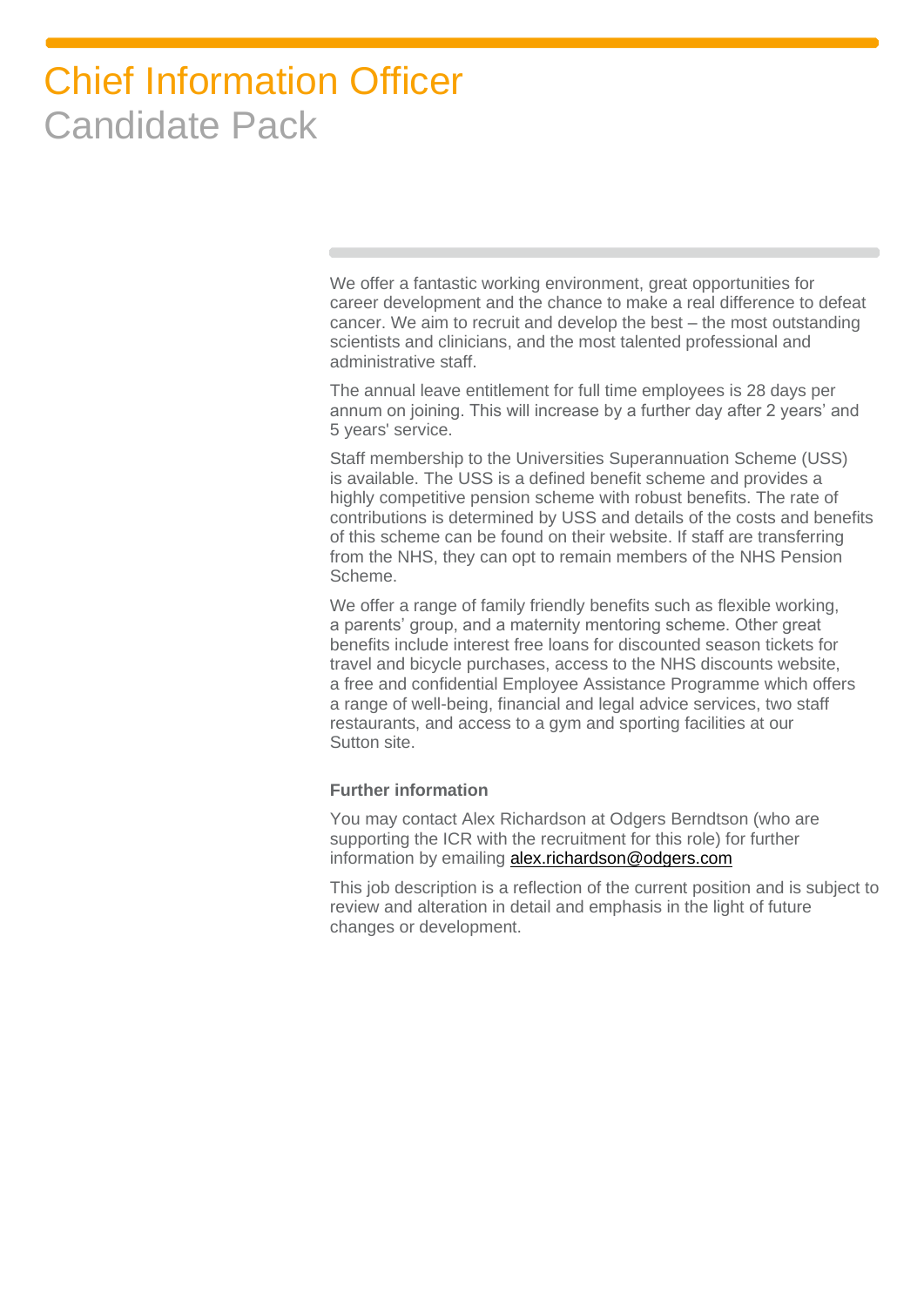# Chief Information Officer

## Candidate Pack

We offer a fantastic working environment, great opportunities for career development and the chance to make a real difference to defeat cancer. We aim to recruit and develop the best – the most outstanding scientists and clinicians, and the most talented professional and administrative staff.

The annual leave entitlement for full time employees is 28 days per annum on joining. This will increase by a further day after 2 years' and 5 years' service.

Staff membership to the Universities Superannuation Scheme (USS) is available. The USS is a defined benefit scheme and provides a highly competitive pension scheme with robust benefits. The rate of contributions is determined by USS and details of the costs and benefits of this scheme can be found on their website. If staff are transferring from the NHS, they can opt to remain members of the NHS Pension Scheme.

We offer a range of family friendly benefits such as flexible working, a parents' group, and a maternity mentoring scheme. Other great benefits include interest free loans for discounted season tickets for travel and bicycle purchases, access to the NHS discounts website, a free and confidential Employee Assistance Programme which offers a range of well-being, financial and legal advice services, two staff restaurants, and access to a gym and sporting facilities at our Sutton site.

**Further information**

You may contact Alex Richardson at Odgers Berndtson (who are supporting the ICR with the recruitment for this role) for further information by emailing alex.richardson@odgers.com

This job description is a reflection of the current position and is subject to review and alteration in detail and emphasis in the light of future changes or development.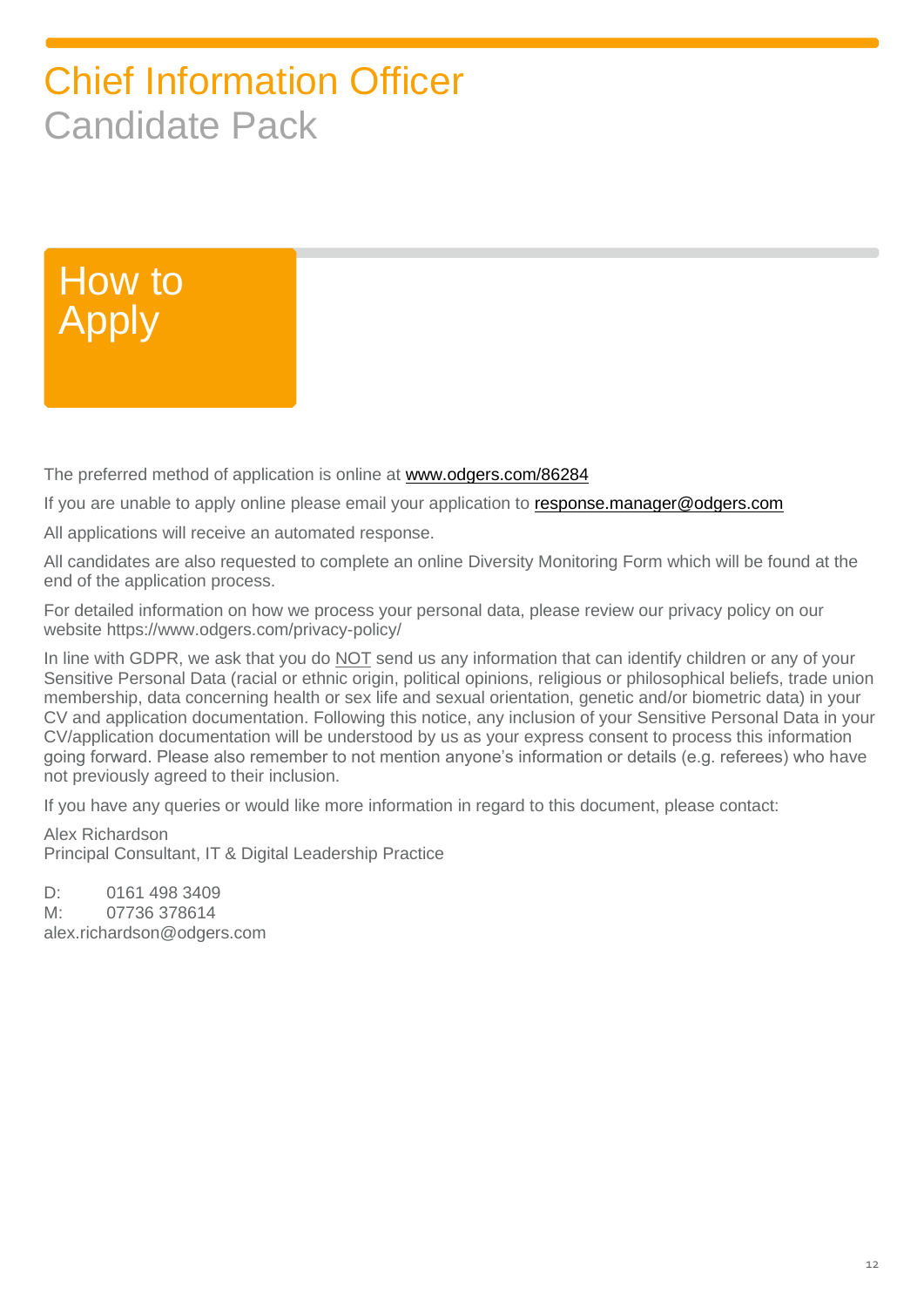# Chief Information Officer
Candidate Pack

## How to Apply

The preferred method of application is online at [www.odgers.com/86284](www.odgers.com/86284)

If you are unable to apply online please email your application to [response.manager@odgers.com](mailto:response.manager@odgers.com)

All applications will receive an automated response.

All candidates are also requested to complete an online Diversity Monitoring Form which will be found at the end of the application process.

For detailed information on how we process your personal data, please review our privacy policy on our website https://www.odgers.com/privacy-policy/

In line with GDPR, we ask that you do NOT send us any information that can identify children or any of your Sensitive Personal Data (racial or ethnic origin, political opinions, religious or philosophical beliefs, trade union membership, data concerning health or sex life and sexual orientation, genetic and/or biometric data) in your CV and application documentation. Following this notice, any inclusion of your Sensitive Personal Data in your CV/application documentation will be understood by us as your express consent to process this information going forward. Please also remember to not mention anyone's information or details (e.g. referees) who have not previously agreed to their inclusion.

If you have any queries or would like more information in regard to this document, please contact:

Alex Richardson
Principal Consultant, IT & Digital Leadership Practice

D: 0161 498 3409
M: 07736 378614
alex.richardson@odgers.com